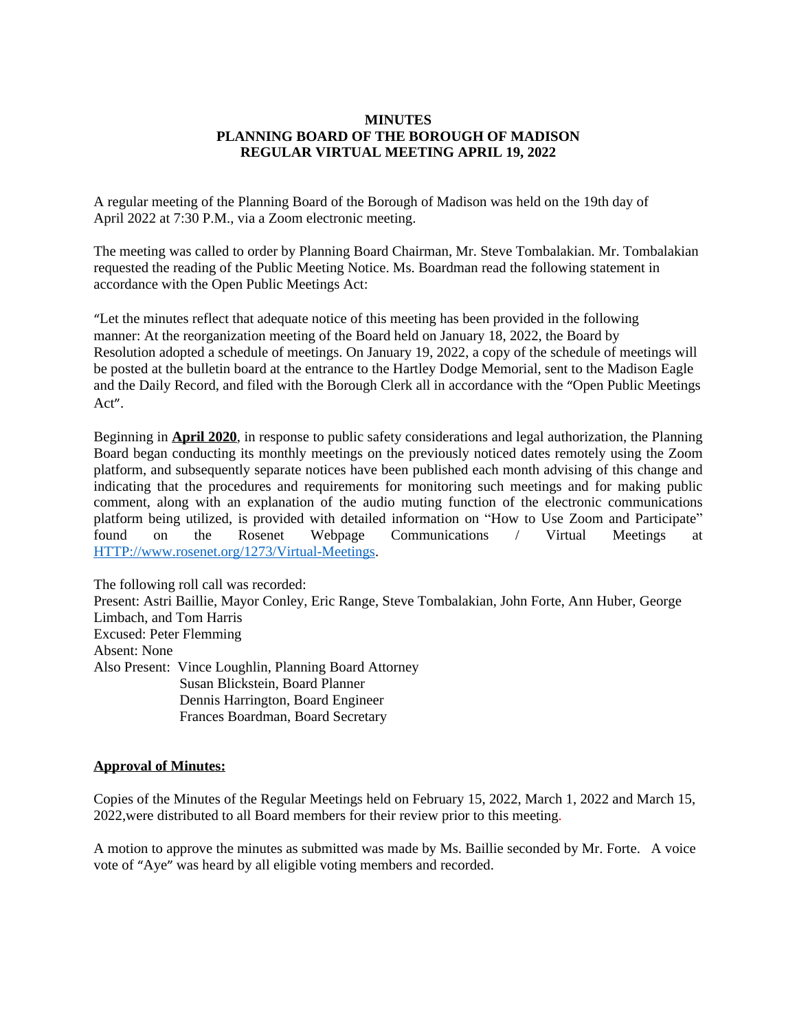**MINUTES**
**PLANNING BOARD OF THE BOROUGH OF MADISON**
**REGULAR VIRTUAL MEETING APRIL 19, 2022**

A regular meeting of the Planning Board of the Borough of Madison was held on the 19th day of April 2022 at 7:30 P.M., via a Zoom electronic meeting.

The meeting was called to order by Planning Board Chairman, Mr. Steve Tombalakian. Mr. Tombalakian requested the reading of the Public Meeting Notice. Ms. Boardman read the following statement in accordance with the Open Public Meetings Act:

"Let the minutes reflect that adequate notice of this meeting has been provided in the following manner: At the reorganization meeting of the Board held on January 18, 2022, the Board by Resolution adopted a schedule of meetings. On January 19, 2022, a copy of the schedule of meetings will be posted at the bulletin board at the entrance to the Hartley Dodge Memorial, sent to the Madison Eagle and the Daily Record, and filed with the Borough Clerk all in accordance with the "Open Public Meetings Act".

Beginning in **April 2020**, in response to public safety considerations and legal authorization, the Planning Board began conducting its monthly meetings on the previously noticed dates remotely using the Zoom platform, and subsequently separate notices have been published each month advising of this change and indicating that the procedures and requirements for monitoring such meetings and for making public comment, along with an explanation of the audio muting function of the electronic communications platform being utilized, is provided with detailed information on "How to Use Zoom and Participate" found on the Rosenet Webpage Communications / Virtual Meetings at HTTP://www.rosenet.org/1273/Virtual-Meetings.

The following roll call was recorded:
Present: Astri Baillie, Mayor Conley, Eric Range, Steve Tombalakian, John Forte, Ann Huber, George Limbach, and Tom Harris
Excused: Peter Flemming
Absent: None
Also Present: Vince Loughlin, Planning Board Attorney
Susan Blickstein, Board Planner
Dennis Harrington, Board Engineer
Frances Boardman, Board Secretary

**Approval of Minutes:**

Copies of the Minutes of the Regular Meetings held on February 15, 2022, March 1, 2022 and March 15, 2022,were distributed to all Board members for their review prior to this meeting.

A motion to approve the minutes as submitted was made by Ms. Baillie seconded by Mr. Forte. A voice vote of "Aye" was heard by all eligible voting members and recorded.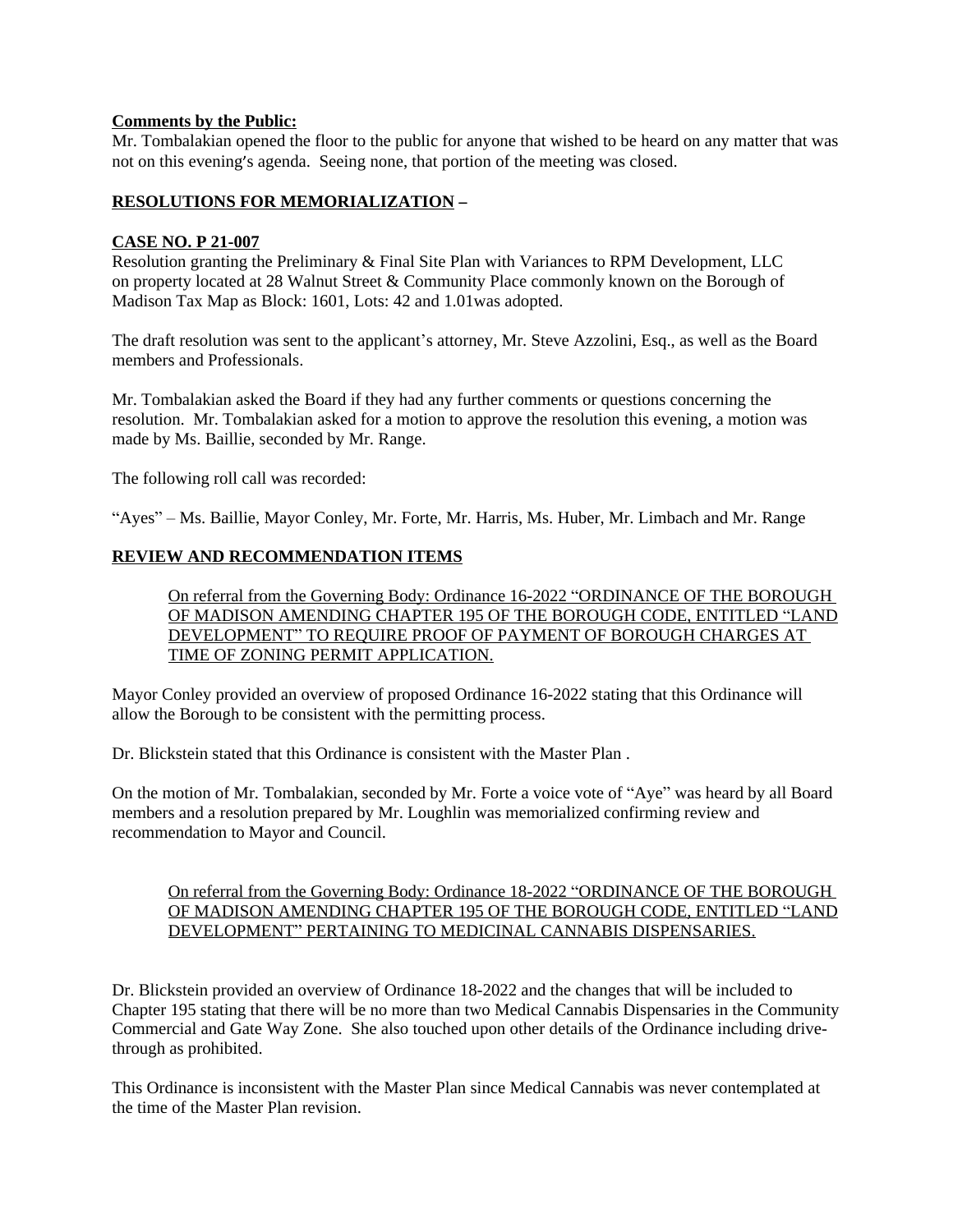**Comments by the Public:**
Mr. Tombalakian opened the floor to the public for anyone that wished to be heard on any matter that was not on this evening's agenda. Seeing none, that portion of the meeting was closed.

**RESOLUTIONS FOR MEMORIALIZATION –**

**CASE NO. P 21-007**
Resolution granting the Preliminary & Final Site Plan with Variances to RPM Development, LLC on property located at 28 Walnut Street & Community Place commonly known on the Borough of Madison Tax Map as Block: 1601, Lots: 42 and 1.01was adopted.

The draft resolution was sent to the applicant's attorney, Mr. Steve Azzolini, Esq., as well as the Board members and Professionals.

Mr. Tombalakian asked the Board if they had any further comments or questions concerning the resolution. Mr. Tombalakian asked for a motion to approve the resolution this evening, a motion was made by Ms. Baillie, seconded by Mr. Range.

The following roll call was recorded:

"Ayes" – Ms. Baillie, Mayor Conley, Mr. Forte, Mr. Harris, Ms. Huber, Mr. Limbach and Mr. Range

**REVIEW AND RECOMMENDATION ITEMS**

On referral from the Governing Body: Ordinance 16-2022 "ORDINANCE OF THE BOROUGH OF MADISON AMENDING CHAPTER 195 OF THE BOROUGH CODE, ENTITLED "LAND DEVELOPMENT" TO REQUIRE PROOF OF PAYMENT OF BOROUGH CHARGES AT TIME OF ZONING PERMIT APPLICATION.

Mayor Conley provided an overview of proposed Ordinance 16-2022 stating that this Ordinance will allow the Borough to be consistent with the permitting process.

Dr. Blickstein stated that this Ordinance is consistent with the Master Plan .

On the motion of Mr. Tombalakian, seconded by Mr. Forte a voice vote of "Aye" was heard by all Board members and a resolution prepared by Mr. Loughlin was memorialized confirming review and recommendation to Mayor and Council.

On referral from the Governing Body: Ordinance 18-2022 "ORDINANCE OF THE BOROUGH OF MADISON AMENDING CHAPTER 195 OF THE BOROUGH CODE, ENTITLED "LAND DEVELOPMENT" PERTAINING TO MEDICINAL CANNABIS DISPENSARIES.

Dr. Blickstein provided an overview of Ordinance 18-2022 and the changes that will be included to Chapter 195 stating that there will be no more than two Medical Cannabis Dispensaries in the Community Commercial and Gate Way Zone. She also touched upon other details of the Ordinance including drive-through as prohibited.

This Ordinance is inconsistent with the Master Plan since Medical Cannabis was never contemplated at the time of the Master Plan revision.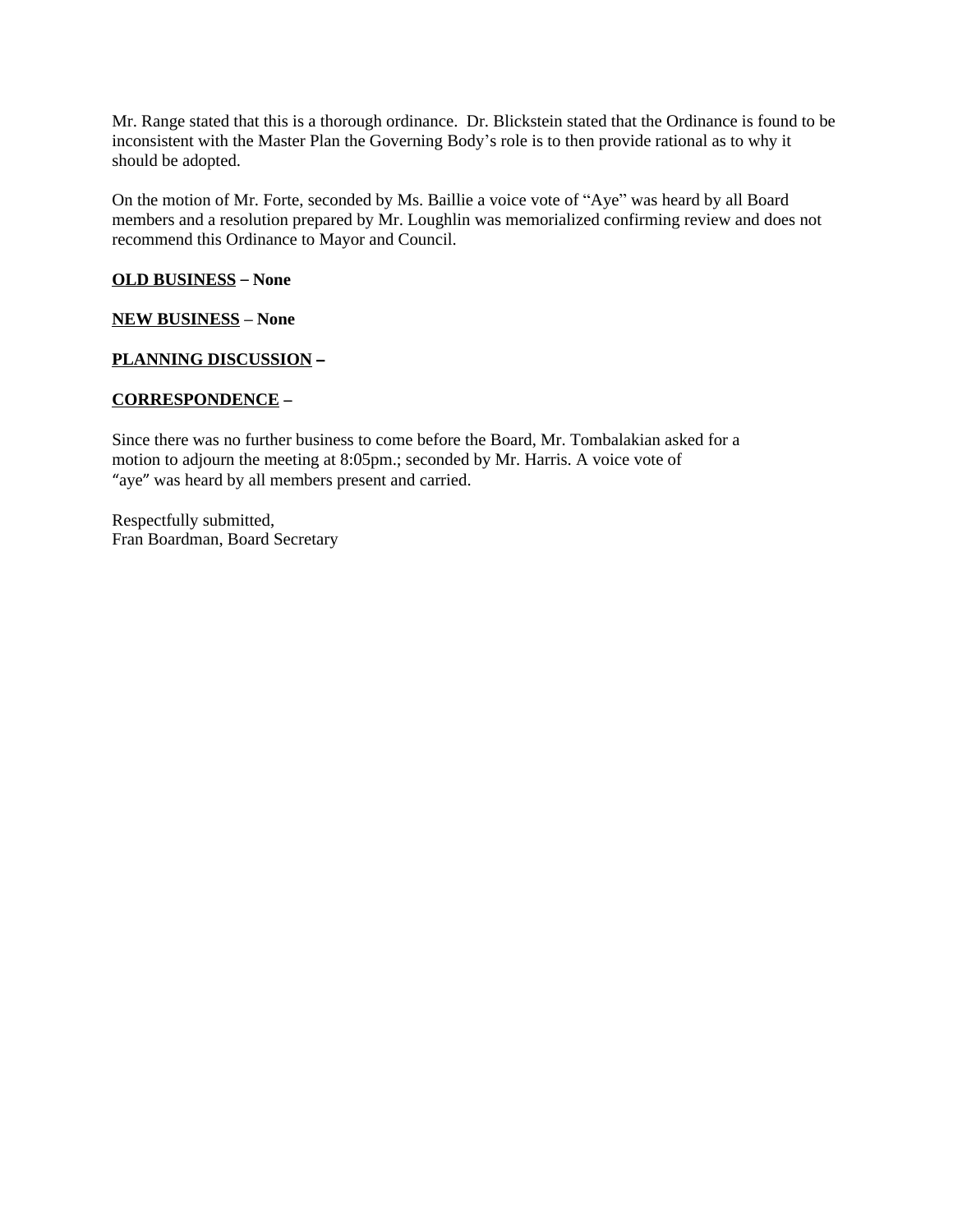Mr. Range stated that this is a thorough ordinance. Dr. Blickstein stated that the Ordinance is found to be inconsistent with the Master Plan the Governing Body's role is to then provide rational as to why it should be adopted.

On the motion of Mr. Forte, seconded by Ms. Baillie a voice vote of "Aye" was heard by all Board members and a resolution prepared by Mr. Loughlin was memorialized confirming review and does not recommend this Ordinance to Mayor and Council.

**<u>OLD BUSINESS</u> – None**

**<u>NEW BUSINESS</u> – None**

**<u>PLANNING DISCUSSION</u> –**

**<u>CORRESPONDENCE</u> –**

Since there was no further business to come before the Board, Mr. Tombalakian asked for a motion to adjourn the meeting at 8:05pm.; seconded by Mr. Harris. A voice vote of "aye" was heard by all members present and carried.

Respectfully submitted,
Fran Boardman, Board Secretary